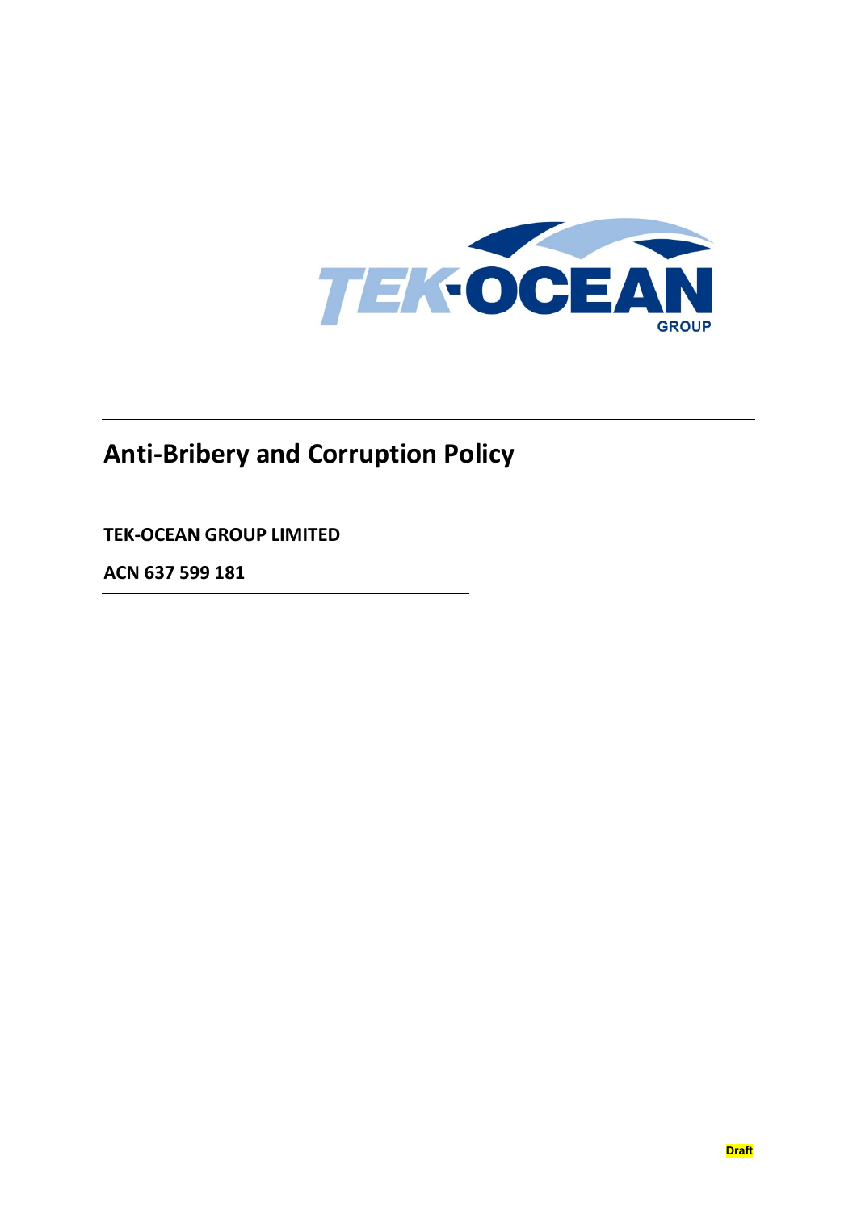# Anti-Bribery and Corruption Policy

**TEK-OCEAN GROUP LIMITED**

**ACN 637 599 181**

Draft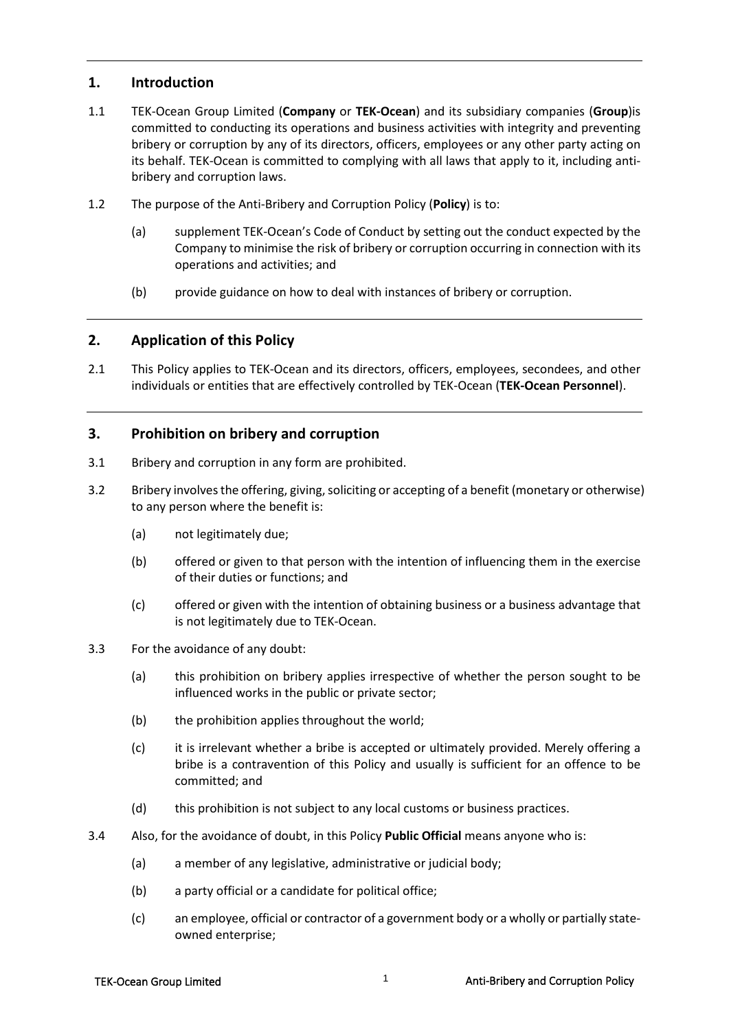## 1. Introduction

1.1 TEK-Ocean Group Limited (**Company** or **TEK-Ocean**) and its subsidiary companies (**Group**)is committed to conducting its operations and business activities with integrity and preventing bribery or corruption by any of its directors, officers, employees or any other party acting on its behalf. TEK-Ocean is committed to complying with all laws that apply to it, including anti-bribery and corruption laws.

1.2 The purpose of the Anti-Bribery and Corruption Policy (**Policy**) is to:

(a) supplement TEK-Ocean's Code of Conduct by setting out the conduct expected by the Company to minimise the risk of bribery or corruption occurring in connection with its operations and activities; and

(b) provide guidance on how to deal with instances of bribery or corruption.

## 2. Application of this Policy

2.1 This Policy applies to TEK-Ocean and its directors, officers, employees, secondees, and other individuals or entities that are effectively controlled by TEK-Ocean (**TEK-Ocean Personnel**).

## 3. Prohibition on bribery and corruption

3.1 Bribery and corruption in any form are prohibited.

3.2 Bribery involves the offering, giving, soliciting or accepting of a benefit (monetary or otherwise) to any person where the benefit is:

(a) not legitimately due;

(b) offered or given to that person with the intention of influencing them in the exercise of their duties or functions; and

(c) offered or given with the intention of obtaining business or a business advantage that is not legitimately due to TEK-Ocean.

3.3 For the avoidance of any doubt:

(a) this prohibition on bribery applies irrespective of whether the person sought to be influenced works in the public or private sector;

(b) the prohibition applies throughout the world;

(c) it is irrelevant whether a bribe is accepted or ultimately provided. Merely offering a bribe is a contravention of this Policy and usually is sufficient for an offence to be committed; and

(d) this prohibition is not subject to any local customs or business practices.

3.4 Also, for the avoidance of doubt, in this Policy **Public Official** means anyone who is:

(a) a member of any legislative, administrative or judicial body;

(b) a party official or a candidate for political office;

(c) an employee, official or contractor of a government body or a wholly or partially state-owned enterprise;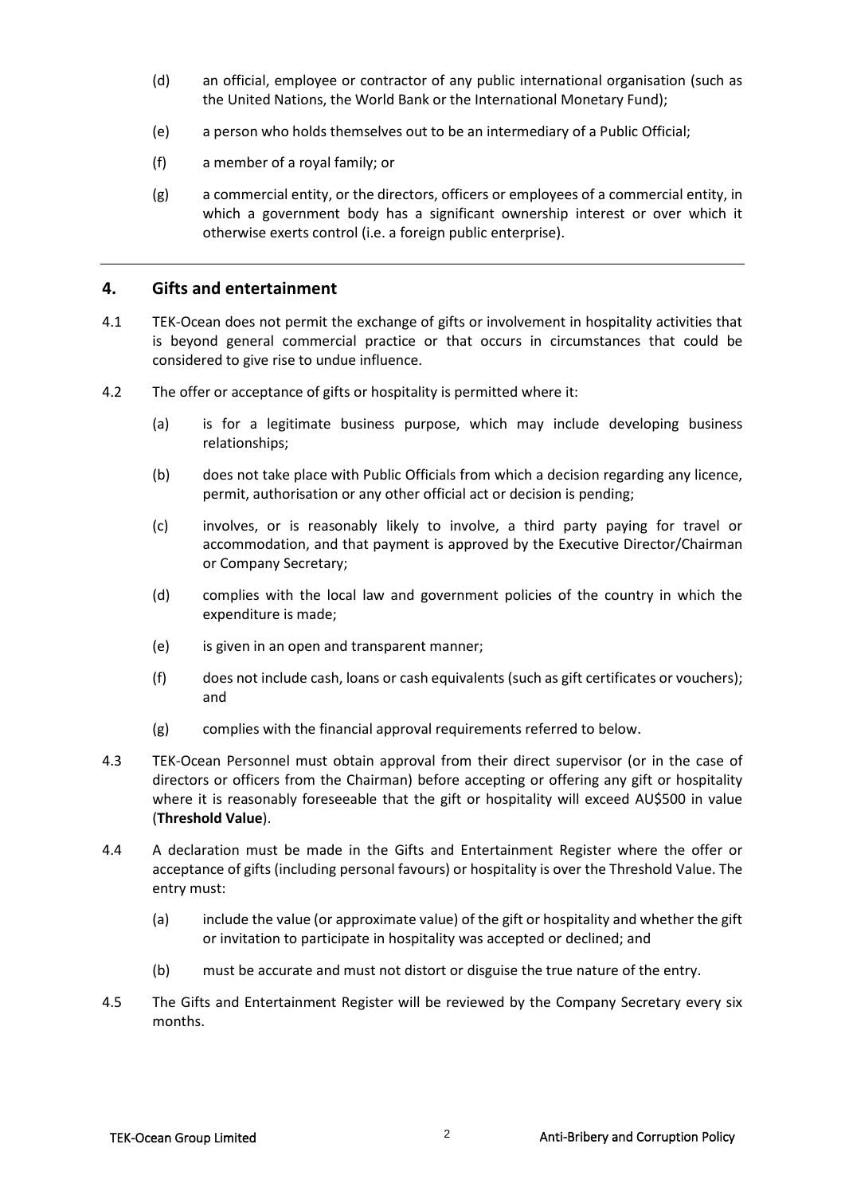(d) an official, employee or contractor of any public international organisation (such as the United Nations, the World Bank or the International Monetary Fund);

(e) a person who holds themselves out to be an intermediary of a Public Official;

(f) a member of a royal family; or

(g) a commercial entity, or the directors, officers or employees of a commercial entity, in which a government body has a significant ownership interest or over which it otherwise exerts control (i.e. a foreign public enterprise).

---

## 4. Gifts and entertainment

4.1 TEK-Ocean does not permit the exchange of gifts or involvement in hospitality activities that is beyond general commercial practice or that occurs in circumstances that could be considered to give rise to undue influence.

4.2 The offer or acceptance of gifts or hospitality is permitted where it:

(a) is for a legitimate business purpose, which may include developing business relationships;

(b) does not take place with Public Officials from which a decision regarding any licence, permit, authorisation or any other official act or decision is pending;

(c) involves, or is reasonably likely to involve, a third party paying for travel or accommodation, and that payment is approved by the Executive Director/Chairman or Company Secretary;

(d) complies with the local law and government policies of the country in which the expenditure is made;

(e) is given in an open and transparent manner;

(f) does not include cash, loans or cash equivalents (such as gift certificates or vouchers); and

(g) complies with the financial approval requirements referred to below.

4.3 TEK-Ocean Personnel must obtain approval from their direct supervisor (or in the case of directors or officers from the Chairman) before accepting or offering any gift or hospitality where it is reasonably foreseeable that the gift or hospitality will exceed AU$500 in value (**Threshold Value**).

4.4 A declaration must be made in the Gifts and Entertainment Register where the offer or acceptance of gifts (including personal favours) or hospitality is over the Threshold Value. The entry must:

(a) include the value (or approximate value) of the gift or hospitality and whether the gift or invitation to participate in hospitality was accepted or declined; and

(b) must be accurate and must not distort or disguise the true nature of the entry.

4.5 The Gifts and Entertainment Register will be reviewed by the Company Secretary every six months.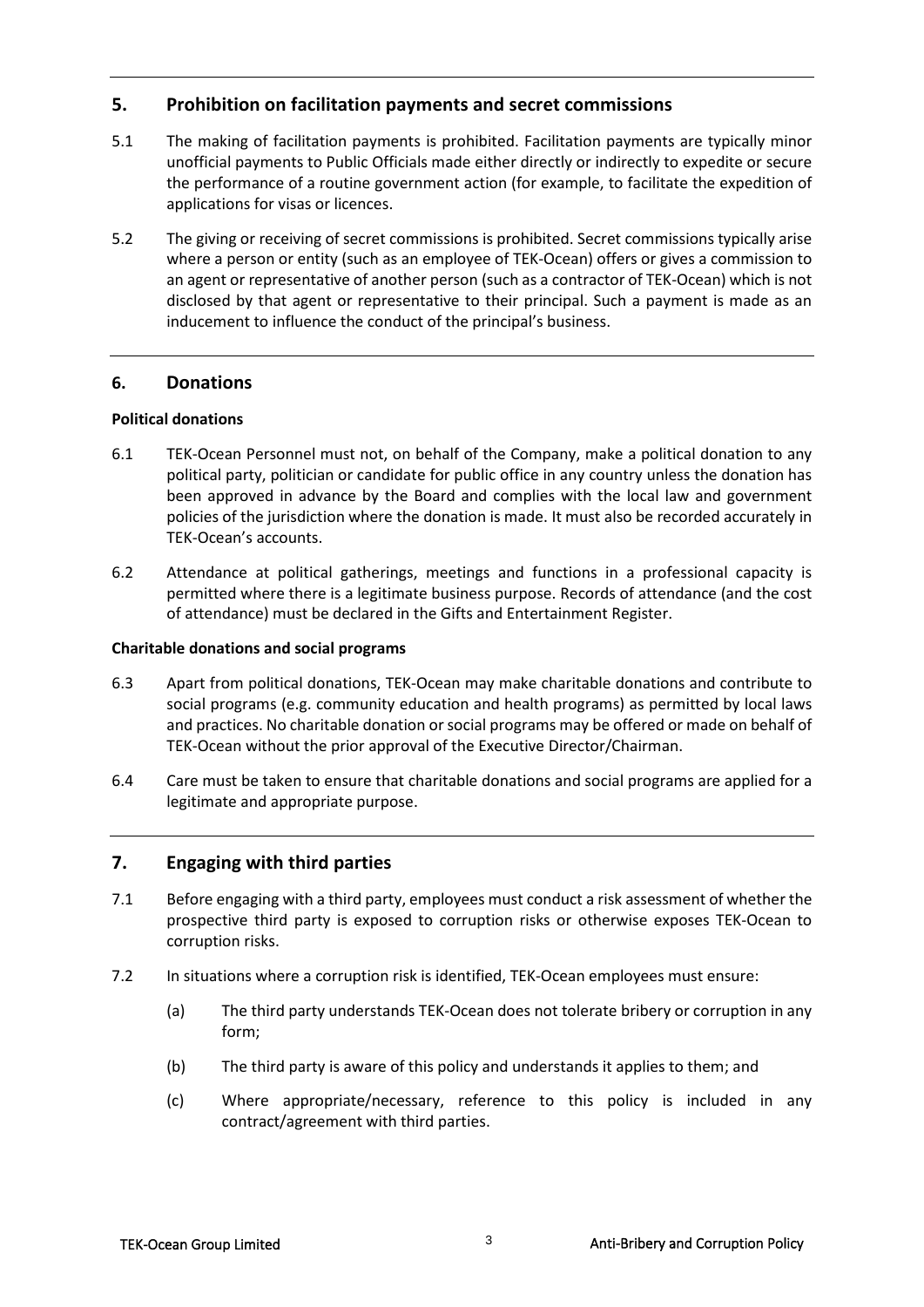## 5. Prohibition on facilitation payments and secret commissions

5.1 The making of facilitation payments is prohibited. Facilitation payments are typically minor unofficial payments to Public Officials made either directly or indirectly to expedite or secure the performance of a routine government action (for example, to facilitate the expedition of applications for visas or licences.

5.2 The giving or receiving of secret commissions is prohibited. Secret commissions typically arise where a person or entity (such as an employee of TEK-Ocean) offers or gives a commission to an agent or representative of another person (such as a contractor of TEK-Ocean) which is not disclosed by that agent or representative to their principal. Such a payment is made as an inducement to influence the conduct of the principal's business.

## 6. Donations

**Political donations**

6.1 TEK-Ocean Personnel must not, on behalf of the Company, make a political donation to any political party, politician or candidate for public office in any country unless the donation has been approved in advance by the Board and complies with the local law and government policies of the jurisdiction where the donation is made. It must also be recorded accurately in TEK-Ocean's accounts.

6.2 Attendance at political gatherings, meetings and functions in a professional capacity is permitted where there is a legitimate business purpose. Records of attendance (and the cost of attendance) must be declared in the Gifts and Entertainment Register.

**Charitable donations and social programs**

6.3 Apart from political donations, TEK-Ocean may make charitable donations and contribute to social programs (e.g. community education and health programs) as permitted by local laws and practices. No charitable donation or social programs may be offered or made on behalf of TEK-Ocean without the prior approval of the Executive Director/Chairman.

6.4 Care must be taken to ensure that charitable donations and social programs are applied for a legitimate and appropriate purpose.

## 7. Engaging with third parties

7.1 Before engaging with a third party, employees must conduct a risk assessment of whether the prospective third party is exposed to corruption risks or otherwise exposes TEK-Ocean to corruption risks.

7.2 In situations where a corruption risk is identified, TEK-Ocean employees must ensure:

(a) The third party understands TEK-Ocean does not tolerate bribery or corruption in any form;

(b) The third party is aware of this policy and understands it applies to them; and

(c) Where appropriate/necessary, reference to this policy is included in any contract/agreement with third parties.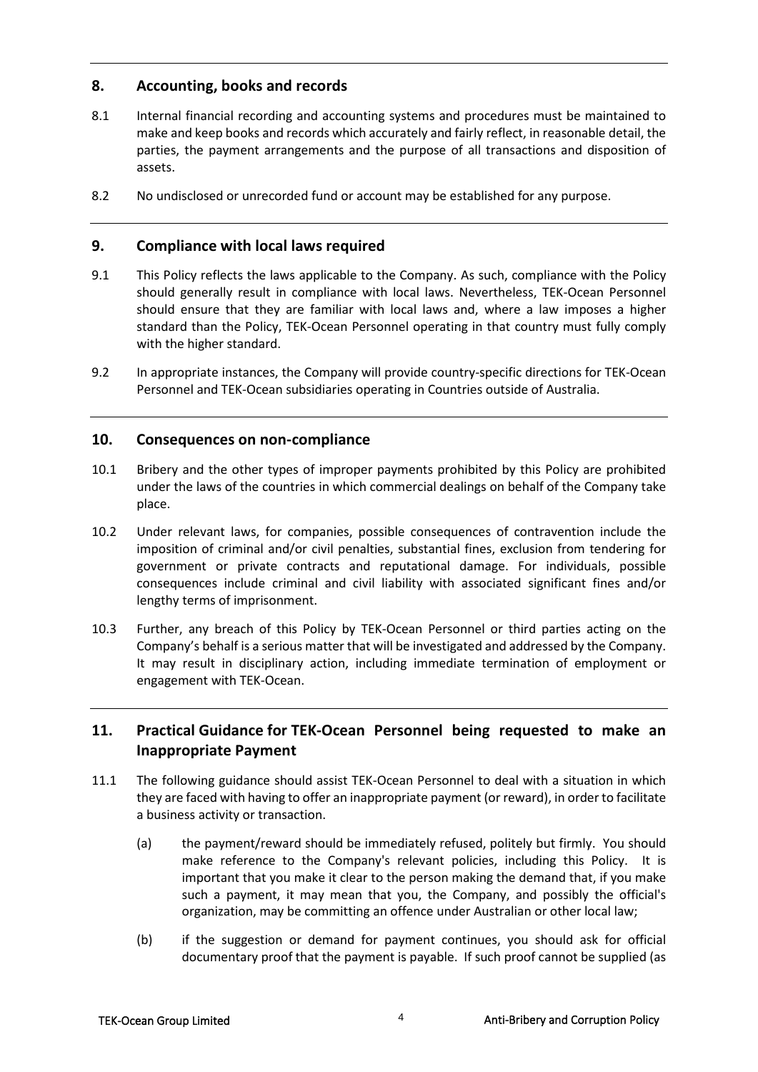## 8. Accounting, books and records

8.1 Internal financial recording and accounting systems and procedures must be maintained to make and keep books and records which accurately and fairly reflect, in reasonable detail, the parties, the payment arrangements and the purpose of all transactions and disposition of assets.

8.2 No undisclosed or unrecorded fund or account may be established for any purpose.

## 9. Compliance with local laws required

9.1 This Policy reflects the laws applicable to the Company. As such, compliance with the Policy should generally result in compliance with local laws. Nevertheless, TEK-Ocean Personnel should ensure that they are familiar with local laws and, where a law imposes a higher standard than the Policy, TEK-Ocean Personnel operating in that country must fully comply with the higher standard.

9.2 In appropriate instances, the Company will provide country-specific directions for TEK-Ocean Personnel and TEK-Ocean subsidiaries operating in Countries outside of Australia.

## 10. Consequences on non-compliance

10.1 Bribery and the other types of improper payments prohibited by this Policy are prohibited under the laws of the countries in which commercial dealings on behalf of the Company take place.

10.2 Under relevant laws, for companies, possible consequences of contravention include the imposition of criminal and/or civil penalties, substantial fines, exclusion from tendering for government or private contracts and reputational damage. For individuals, possible consequences include criminal and civil liability with associated significant fines and/or lengthy terms of imprisonment.

10.3 Further, any breach of this Policy by TEK-Ocean Personnel or third parties acting on the Company's behalf is a serious matter that will be investigated and addressed by the Company. It may result in disciplinary action, including immediate termination of employment or engagement with TEK-Ocean.

## 11. Practical Guidance for TEK-Ocean Personnel being requested to make an Inappropriate Payment

11.1 The following guidance should assist TEK-Ocean Personnel to deal with a situation in which they are faced with having to offer an inappropriate payment (or reward), in order to facilitate a business activity or transaction.

(a) the payment/reward should be immediately refused, politely but firmly. You should make reference to the Company's relevant policies, including this Policy. It is important that you make it clear to the person making the demand that, if you make such a payment, it may mean that you, the Company, and possibly the official's organization, may be committing an offence under Australian or other local law;

(b) if the suggestion or demand for payment continues, you should ask for official documentary proof that the payment is payable. If such proof cannot be supplied (as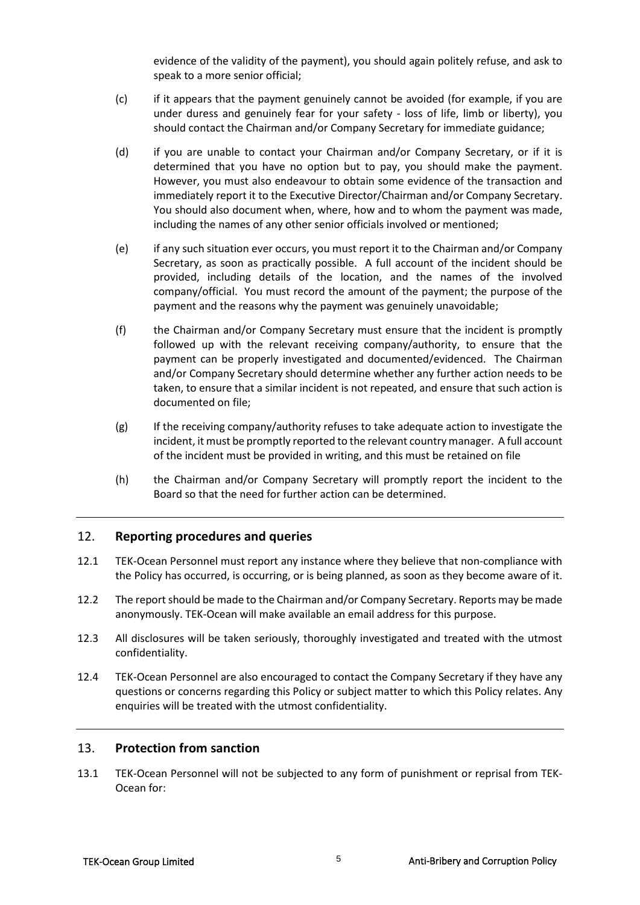evidence of the validity of the payment), you should again politely refuse, and ask to speak to a more senior official;

(c) if it appears that the payment genuinely cannot be avoided (for example, if you are under duress and genuinely fear for your safety - loss of life, limb or liberty), you should contact the Chairman and/or Company Secretary for immediate guidance;

(d) if you are unable to contact your Chairman and/or Company Secretary, or if it is determined that you have no option but to pay, you should make the payment. However, you must also endeavour to obtain some evidence of the transaction and immediately report it to the Executive Director/Chairman and/or Company Secretary. You should also document when, where, how and to whom the payment was made, including the names of any other senior officials involved or mentioned;

(e) if any such situation ever occurs, you must report it to the Chairman and/or Company Secretary, as soon as practically possible. A full account of the incident should be provided, including details of the location, and the names of the involved company/official. You must record the amount of the payment; the purpose of the payment and the reasons why the payment was genuinely unavoidable;

(f) the Chairman and/or Company Secretary must ensure that the incident is promptly followed up with the relevant receiving company/authority, to ensure that the payment can be properly investigated and documented/evidenced. The Chairman and/or Company Secretary should determine whether any further action needs to be taken, to ensure that a similar incident is not repeated, and ensure that such action is documented on file;

(g) If the receiving company/authority refuses to take adequate action to investigate the incident, it must be promptly reported to the relevant country manager. A full account of the incident must be provided in writing, and this must be retained on file

(h) the Chairman and/or Company Secretary will promptly report the incident to the Board so that the need for further action can be determined.

## 12. Reporting procedures and queries

12.1 TEK-Ocean Personnel must report any instance where they believe that non-compliance with the Policy has occurred, is occurring, or is being planned, as soon as they become aware of it.

12.2 The report should be made to the Chairman and/or Company Secretary. Reports may be made anonymously. TEK-Ocean will make available an email address for this purpose.

12.3 All disclosures will be taken seriously, thoroughly investigated and treated with the utmost confidentiality.

12.4 TEK-Ocean Personnel are also encouraged to contact the Company Secretary if they have any questions or concerns regarding this Policy or subject matter to which this Policy relates. Any enquiries will be treated with the utmost confidentiality.

## 13. Protection from sanction

13.1 TEK-Ocean Personnel will not be subjected to any form of punishment or reprisal from TEK-Ocean for: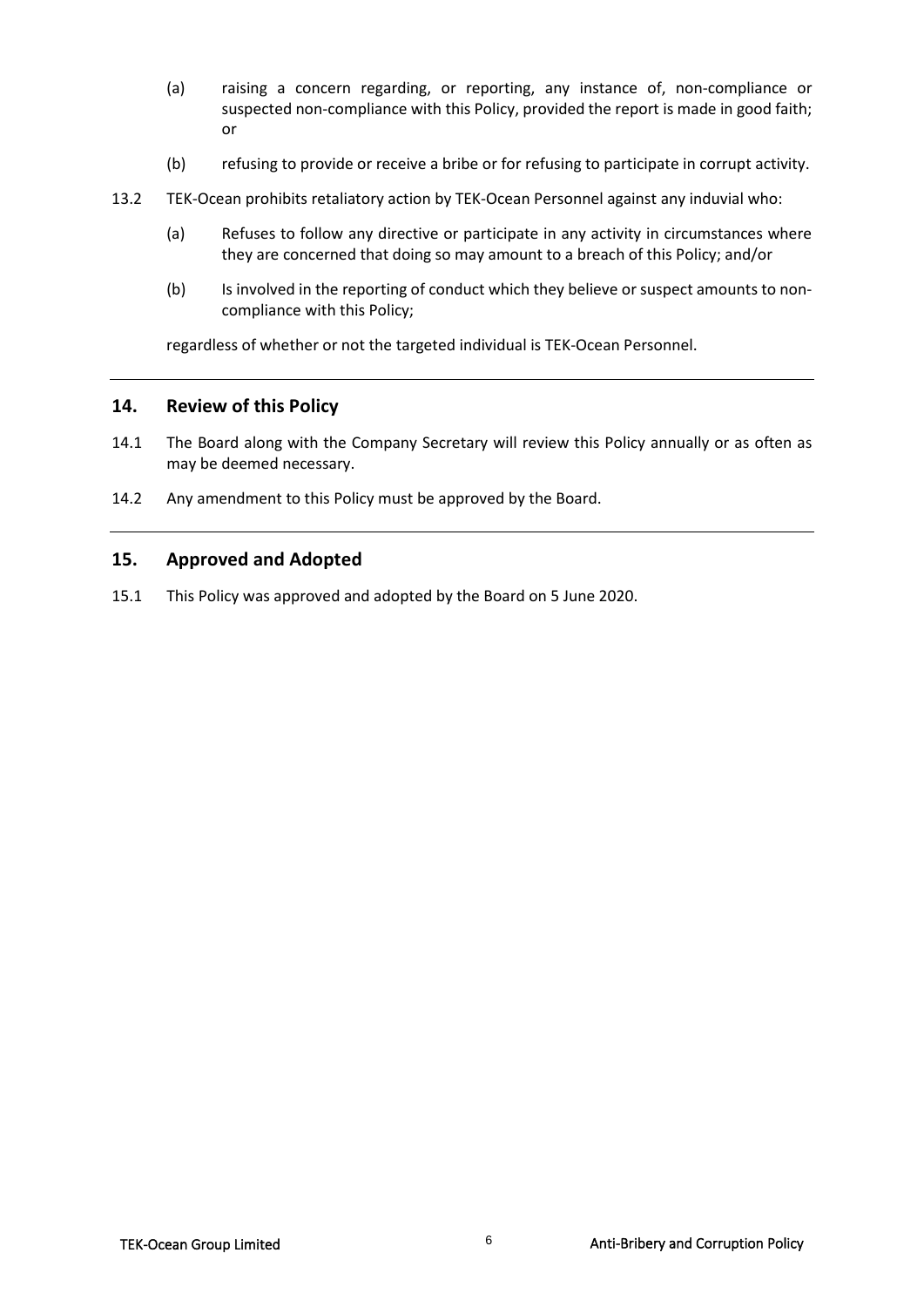(a) raising a concern regarding, or reporting, any instance of, non-compliance or suspected non-compliance with this Policy, provided the report is made in good faith; or

(b) refusing to provide or receive a bribe or for refusing to participate in corrupt activity.

13.2 TEK-Ocean prohibits retaliatory action by TEK-Ocean Personnel against any induvial who:

(a) Refuses to follow any directive or participate in any activity in circumstances where they are concerned that doing so may amount to a breach of this Policy; and/or

(b) Is involved in the reporting of conduct which they believe or suspect amounts to non-compliance with this Policy;

regardless of whether or not the targeted individual is TEK-Ocean Personnel.

## 14. Review of this Policy

14.1 The Board along with the Company Secretary will review this Policy annually or as often as may be deemed necessary.

14.2 Any amendment to this Policy must be approved by the Board.

## 15. Approved and Adopted

15.1 This Policy was approved and adopted by the Board on 5 June 2020.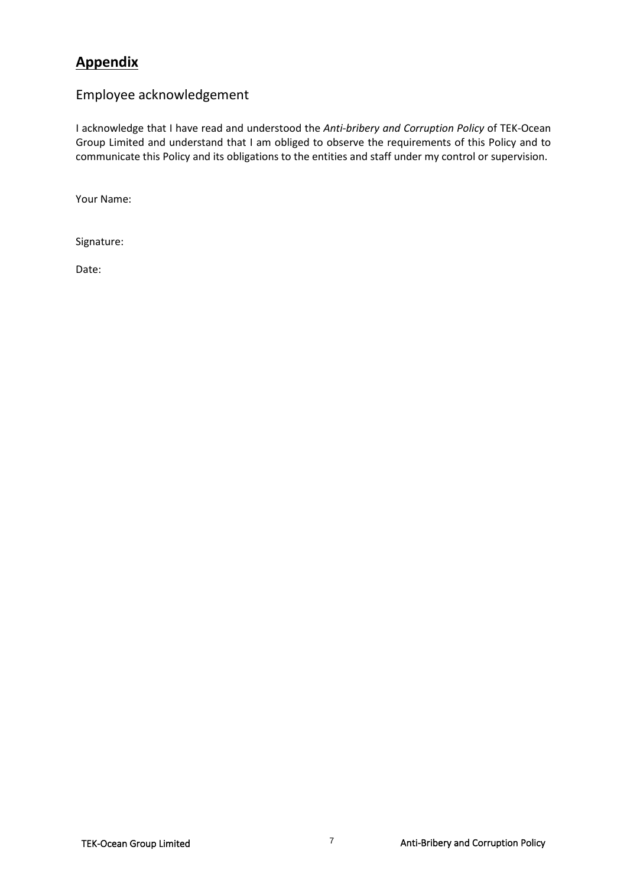# **Appendix**

## Employee acknowledgement

I acknowledge that I have read and understood the *Anti-bribery and Corruption Policy* of TEK-Ocean Group Limited and understand that I am obliged to observe the requirements of this Policy and to communicate this Policy and its obligations to the entities and staff under my control or supervision.

Your Name:

Signature:

Date: